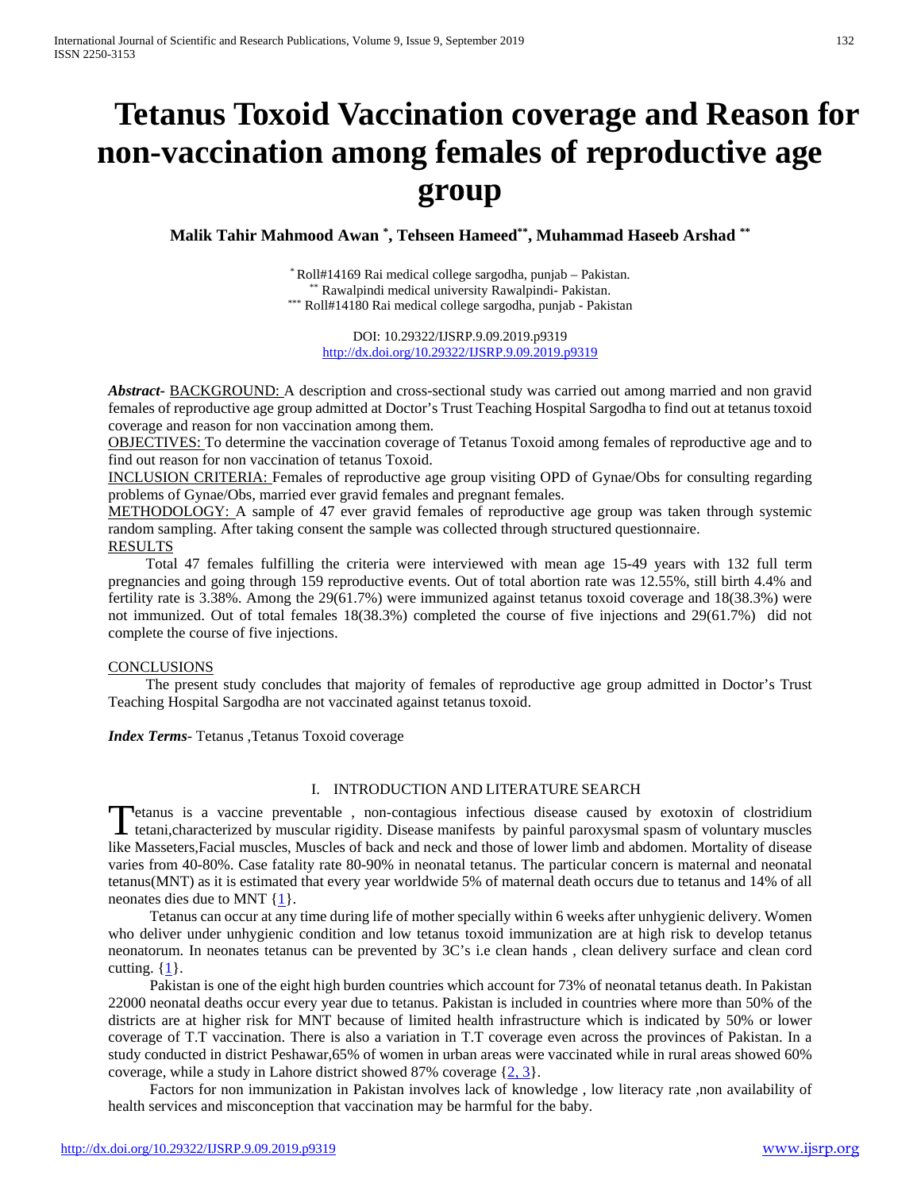# Tetanus Toxoid Vaccination coverage and Reason for non-vaccination among females of reproductive age group

**Malik Tahir Mahmood Awan [*], Tehseen Hameed[**], Muhammad Haseeb Arshad [**]**

[*] Roll#14169 Rai medical college sargodha, punjab – Pakistan.
[**] Rawalpindi medical university Rawalpindi- Pakistan.
[***] Roll#14180 Rai medical college sargodha, punjab - Pakistan

DOI: 10.29322/IJSRP.9.09.2019.p9319
http://dx.doi.org/10.29322/IJSRP.9.09.2019.p9319

***Abstract-*** BACKGROUND: A description and cross-sectional study was carried out among married and non gravid females of reproductive age group admitted at Doctor's Trust Teaching Hospital Sargodha to find out at tetanus toxoid coverage and reason for non vaccination among them.

OBJECTIVES: To determine the vaccination coverage of Tetanus Toxoid among females of reproductive age and to find out reason for non vaccination of tetanus Toxoid.

INCLUSION CRITERIA: Females of reproductive age group visiting OPD of Gynae/Obs for consulting regarding problems of Gynae/Obs, married ever gravid females and pregnant females.

METHODOLOGY: A sample of 47 ever gravid females of reproductive age group was taken through systemic random sampling. After taking consent the sample was collected through structured questionnaire.

RESULTS

Total 47 females fulfilling the criteria were interviewed with mean age 15-49 years with 132 full term pregnancies and going through 159 reproductive events. Out of total abortion rate was 12.55%, still birth 4.4% and fertility rate is 3.38%. Among the 29(61.7%) were immunized against tetanus toxoid coverage and 18(38.3%) were not immunized. Out of total females 18(38.3%) completed the course of five injections and 29(61.7%) did not complete the course of five injections.

CONCLUSIONS

The present study concludes that majority of females of reproductive age group admitted in Doctor's Trust Teaching Hospital Sargodha are not vaccinated against tetanus toxoid.

***Index Terms*-** Tetanus ,Tetanus Toxoid coverage

## I. INTRODUCTION AND LITERATURE SEARCH

Tetanus is a vaccine preventable , non-contagious infectious disease caused by exotoxin of clostridium tetani,characterized by muscular rigidity. Disease manifests by painful paroxysmal spasm of voluntary muscles like Masseters,Facial muscles, Muscles of back and neck and those of lower limb and abdomen. Mortality of disease varies from 40-80%. Case fatality rate 80-90% in neonatal tetanus. The particular concern is maternal and neonatal tetanus(MNT) as it is estimated that every year worldwide 5% of maternal death occurs due to tetanus and 14% of all neonates dies due to MNT {1}.

Tetanus can occur at any time during life of mother specially within 6 weeks after unhygienic delivery. Women who deliver under unhygienic condition and low tetanus toxoid immunization are at high risk to develop tetanus neonatorum. In neonates tetanus can be prevented by 3C's i.e clean hands , clean delivery surface and clean cord cutting. {1}.

Pakistan is one of the eight high burden countries which account for 73% of neonatal tetanus death. In Pakistan 22000 neonatal deaths occur every year due to tetanus. Pakistan is included in countries where more than 50% of the districts are at higher risk for MNT because of limited health infrastructure which is indicated by 50% or lower coverage of T.T vaccination. There is also a variation in T.T coverage even across the provinces of Pakistan. In a study conducted in district Peshawar,65% of women in urban areas were vaccinated while in rural areas showed 60% coverage, while a study in Lahore district showed 87% coverage {2, 3}.

Factors for non immunization in Pakistan involves lack of knowledge , low literacy rate ,non availability of health services and misconception that vaccination may be harmful for the baby.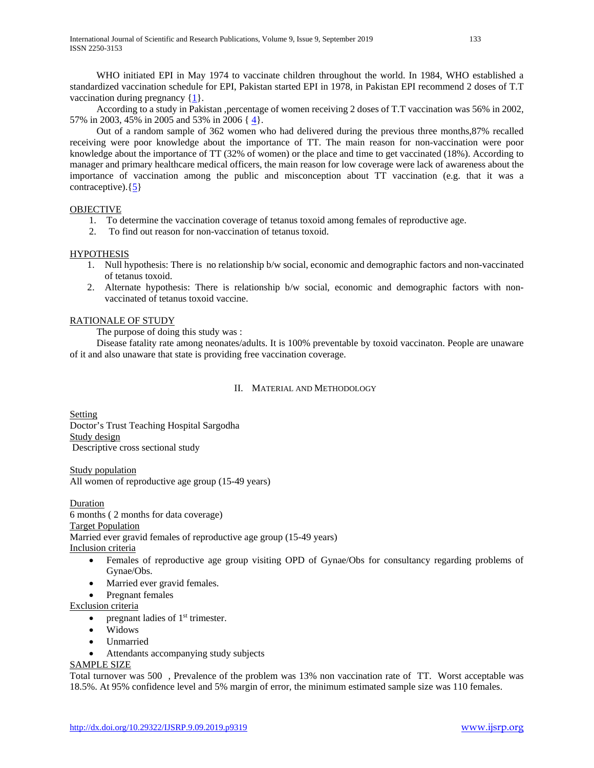WHO initiated EPI in May 1974 to vaccinate children throughout the world. In 1984, WHO established a standardized vaccination schedule for EPI, Pakistan started EPI in 1978, in Pakistan EPI recommend 2 doses of T.T vaccination during pregnancy {1}.

According to a study in Pakistan ,percentage of women receiving 2 doses of T.T vaccination was 56% in 2002, 57% in 2003, 45% in 2005 and 53% in 2006 { 4}.

Out of a random sample of 362 women who had delivered during the previous three months,87% recalled receiving were poor knowledge about the importance of TT. The main reason for non-vaccination were poor knowledge about the importance of TT (32% of women) or the place and time to get vaccinated (18%). According to manager and primary healthcare medical officers, the main reason for low coverage were lack of awareness about the importance of vaccination among the public and misconception about TT vaccination (e.g. that it was a contraceptive).{5}

OBJECTIVE

1. To determine the vaccination coverage of tetanus toxoid among females of reproductive age.
2. To find out reason for non-vaccination of tetanus toxoid.

HYPOTHESIS

1. Null hypothesis: There is no relationship b/w social, economic and demographic factors and non-vaccinated of tetanus toxoid.
2. Alternate hypothesis: There is relationship b/w social, economic and demographic factors with non-vaccinated of tetanus toxoid vaccine.

RATIONALE OF STUDY

The purpose of doing this study was :

Disease fatality rate among neonates/adults. It is 100% preventable by toxoid vaccinaton. People are unaware of it and also unaware that state is providing free vaccination coverage.

## II. Material and Methodology

Setting
Doctor's Trust Teaching Hospital Sargodha

Study design
Descriptive cross sectional study

Study population
All women of reproductive age group (15-49 years)

Duration
6 months ( 2 months for data coverage)

Target Population
Married ever gravid females of reproductive age group (15-49 years)

Inclusion criteria

- Females of reproductive age group visiting OPD of Gynae/Obs for consultancy regarding problems of Gynae/Obs.
- Married ever gravid females.
- Pregnant females

Exclusion criteria

- pregnant ladies of 1st trimester.
- Widows
- Unmarried
- Attendants accompanying study subjects

SAMPLE SIZE

Total turnover was 500 , Prevalence of the problem was 13% non vaccination rate of TT. Worst acceptable was 18.5%. At 95% confidence level and 5% margin of error, the minimum estimated sample size was 110 females.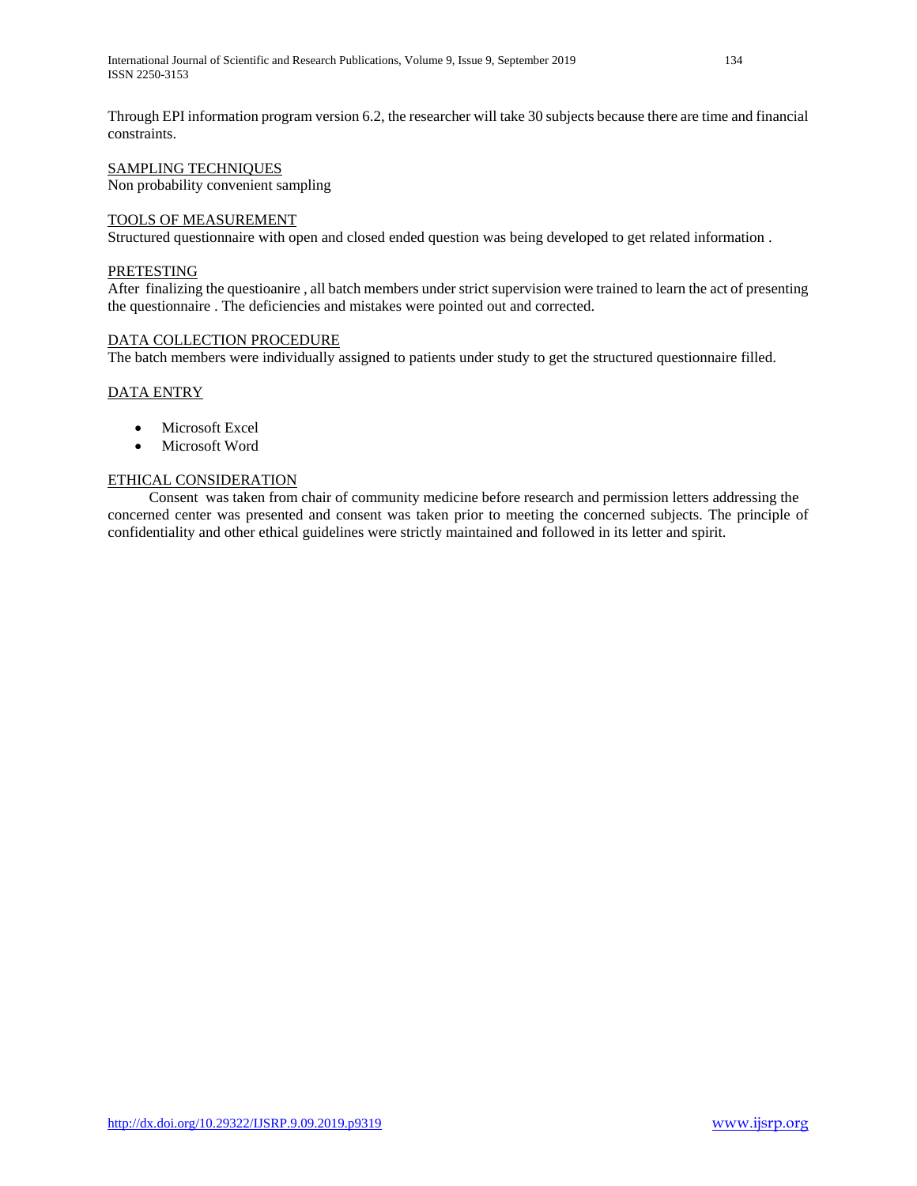Through EPI information program version 6.2, the researcher will take 30 subjects because there are time and financial constraints.

<u>SAMPLING TECHNIQUES</u>

Non probability convenient sampling

<u>TOOLS OF MEASUREMENT</u>

Structured questionnaire with open and closed ended question was being developed to get related information .

<u>PRETESTING</u>

After finalizing the questioanire , all batch members under strict supervision were trained to learn the act of presenting the questionnaire . The deficiencies and mistakes were pointed out and corrected.

<u>DATA COLLECTION PROCEDURE</u>

The batch members were individually assigned to patients under study to get the structured questionnaire filled.

<u>DATA ENTRY</u>

- Microsoft Excel
- Microsoft Word

<u>ETHICAL CONSIDERATION</u>

Consent was taken from chair of community medicine before research and permission letters addressing the concerned center was presented and consent was taken prior to meeting the concerned subjects. The principle of confidentiality and other ethical guidelines were strictly maintained and followed in its letter and spirit.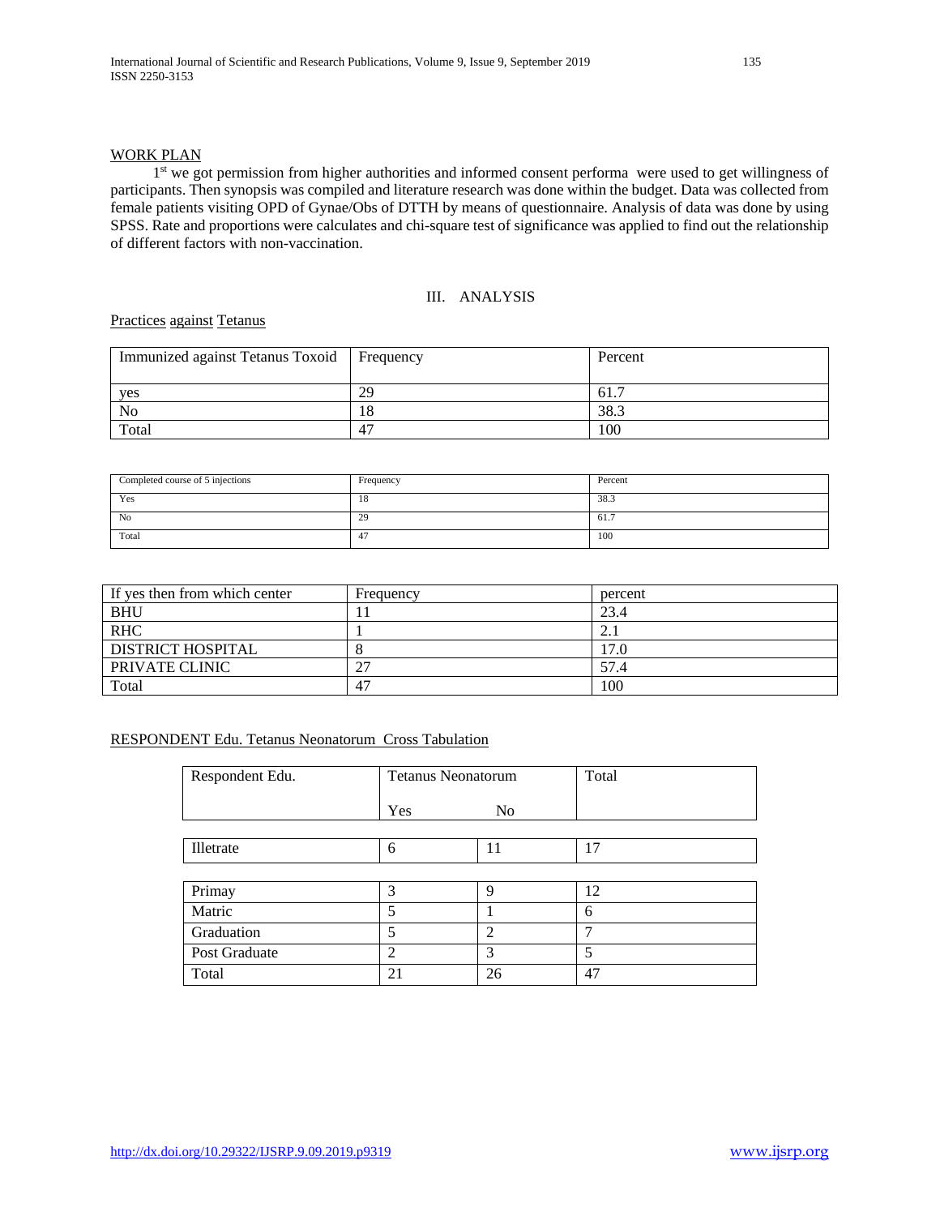WORK PLAN

1st we got permission from higher authorities and informed consent performa were used to get willingness of participants. Then synopsis was compiled and literature research was done within the budget. Data was collected from female patients visiting OPD of Gynae/Obs of DTTH by means of questionnaire. Analysis of data was done by using SPSS. Rate and proportions were calculates and chi-square test of significance was applied to find out the relationship of different factors with non-vaccination.

## III. ANALYSIS

Practices against Tetanus

| Immunized against Tetanus Toxoid | Frequency | Percent |
|---|---|---|
| yes | 29 | 61.7 |
| No | 18 | 38.3 |
| Total | 47 | 100 |

| Completed course of 5 injections | Frequency | Percent |
|---|---|---|
| Yes | 18 | 38.3 |
| No | 29 | 61.7 |
| Total | 47 | 100 |

| If yes then from which center | Frequency | percent |
|---|---|---|
| BHU | 11 | 23.4 |
| RHC | 1 | 2.1 |
| DISTRICT HOSPITAL | 8 | 17.0 |
| PRIVATE CLINIC | 27 | 57.4 |
| Total | 47 | 100 |

RESPONDENT Edu. Tetanus Neonatorum Cross Tabulation

| Respondent Edu. | Tetanus Neonatorum | | Total |
|---|---|---|---|
| | Yes | No | |
| Illetrate | 6 | 11 | 17 |
| Primay | 3 | 9 | 12 |
| Matric | 5 | 1 | 6 |
| Graduation | 5 | 2 | 7 |
| Post Graduate | 2 | 3 | 5 |
| Total | 21 | 26 | 47 |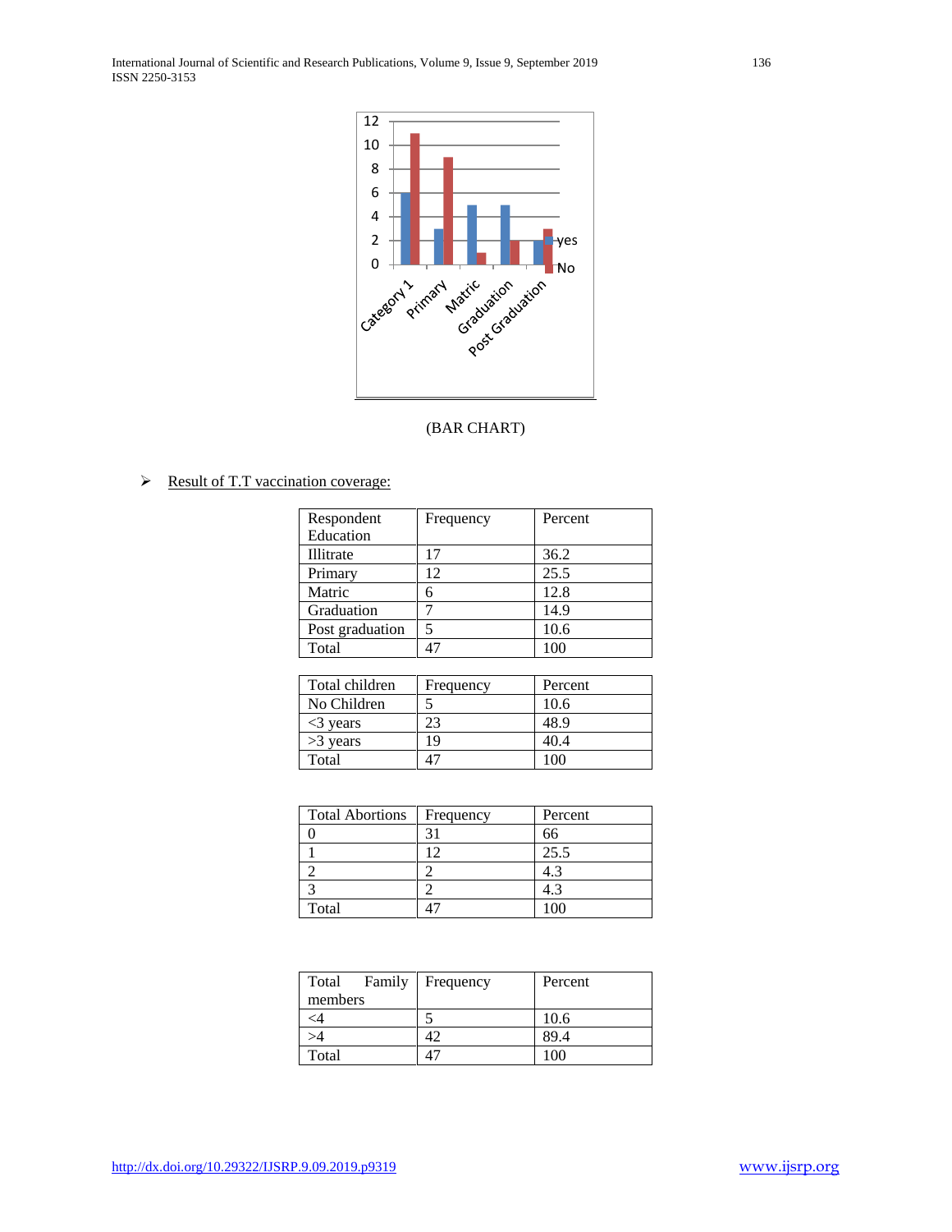(BAR CHART)

- Result of T.T vaccination coverage:

| Respondent Education | Frequency | Percent |
|---|---|---|
| Illitrate | 17 | 36.2 |
| Primary | 12 | 25.5 |
| Matric | 6 | 12.8 |
| Graduation | 7 | 14.9 |
| Post graduation | 5 | 10.6 |
| Total | 47 | 100 |

| Total children | Frequency | Percent |
|---|---|---|
| No Children | 5 | 10.6 |
| <3 years | 23 | 48.9 |
| >3 years | 19 | 40.4 |
| Total | 47 | 100 |

| Total Abortions | Frequency | Percent |
|---|---|---|
| 0 | 31 | 66 |
| 1 | 12 | 25.5 |
| 2 | 2 | 4.3 |
| 3 | 2 | 4.3 |
| Total | 47 | 100 |

| Total Family members | Frequency | Percent |
|---|---|---|
| <4 | 5 | 10.6 |
| >4 | 42 | 89.4 |
| Total | 47 | 100 |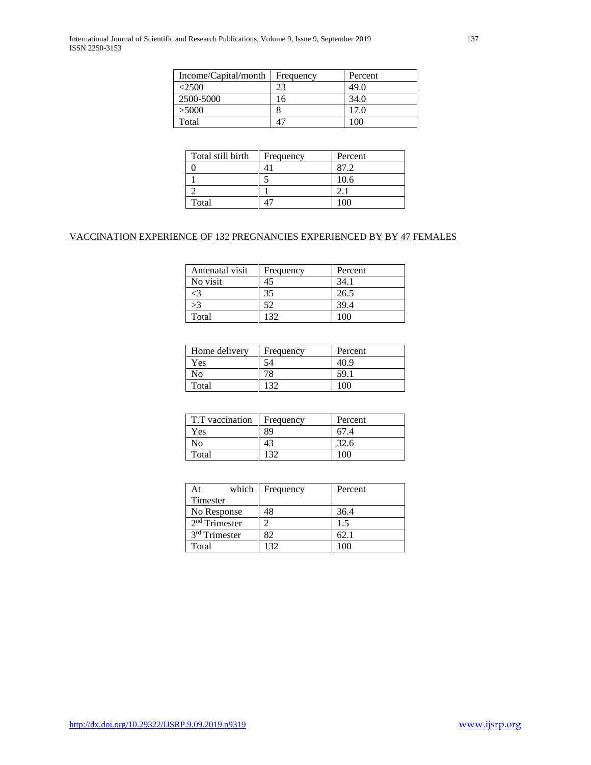| Income/Capital/month | Frequency | Percent |
|---|---|---|
| <2500 | 23 | 49.0 |
| 2500-5000 | 16 | 34.0 |
| >5000 | 8 | 17.0 |
| Total | 47 | 100 |

| Total still birth | Frequency | Percent |
|---|---|---|
| 0 | 41 | 87.2 |
| 1 | 5 | 10.6 |
| 2 | 1 | 2.1 |
| Total | 47 | 100 |

VACCINATION EXPERIENCE OF 132 PREGNANCIES EXPERIENCED BY BY 47 FEMALES

| Antenatal visit | Frequency | Percent |
|---|---|---|
| No visit | 45 | 34.1 |
| <3 | 35 | 26.5 |
| >3 | 52 | 39.4 |
| Total | 132 | 100 |

| Home delivery | Frequency | Percent |
|---|---|---|
| Yes | 54 | 40.9 |
| No | 78 | 59.1 |
| Total | 132 | 100 |

| T.T vaccination | Frequency | Percent |
|---|---|---|
| Yes | 89 | 67.4 |
| No | 43 | 32.6 |
| Total | 132 | 100 |

| At which Timester | Frequency | Percent |
|---|---|---|
| No Response | 48 | 36.4 |
| 2nd Trimester | 2 | 1.5 |
| 3rd Trimester | 82 | 62.1 |
| Total | 132 | 100 |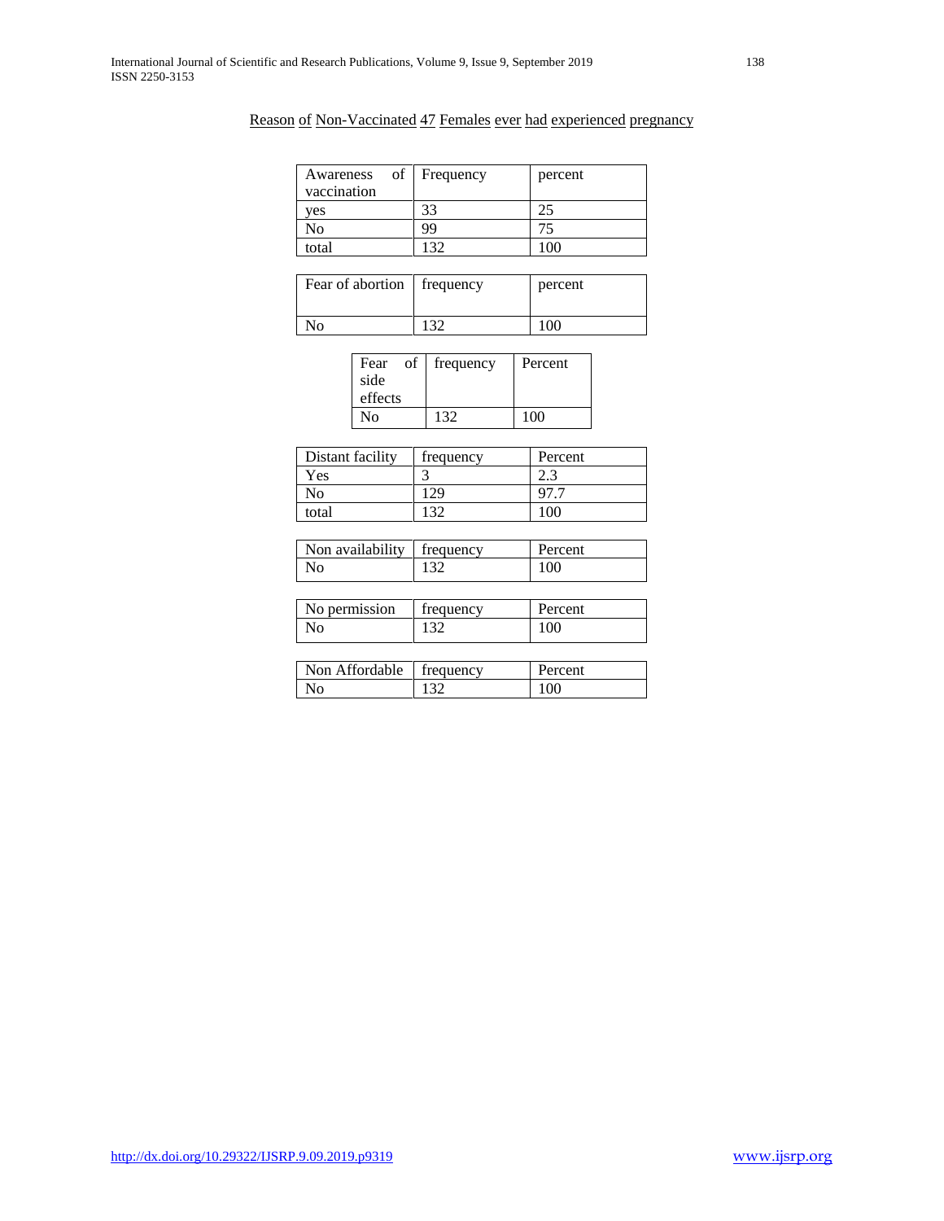Reason of Non-Vaccinated 47 Females ever had experienced pregnancy

| Awareness of vaccination | Frequency | percent |
|---|---|---|
| yes | 33 | 25 |
| No | 99 | 75 |
| total | 132 | 100 |

| Fear of abortion | frequency | percent |
|---|---|---|
| No | 132 | 100 |

| Fear of side effects | frequency | Percent |
|---|---|---|
| No | 132 | 100 |

| Distant facility | frequency | Percent |
|---|---|---|
| Yes | 3 | 2.3 |
| No | 129 | 97.7 |
| total | 132 | 100 |

| Non availability | frequency | Percent |
|---|---|---|
| No | 132 | 100 |

| No permission | frequency | Percent |
|---|---|---|
| No | 132 | 100 |

| Non Affordable | frequency | Percent |
|---|---|---|
| No | 132 | 100 |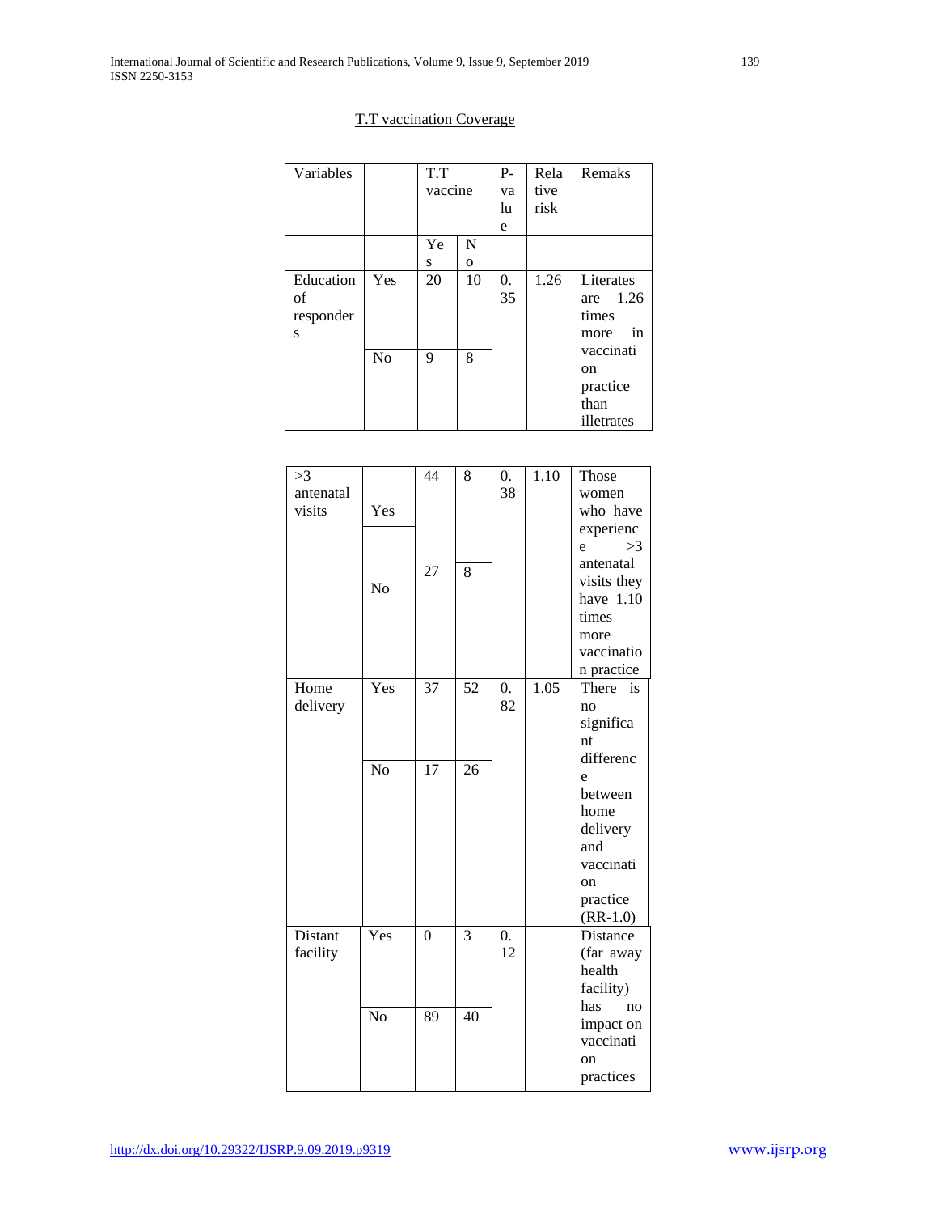T.T vaccination Coverage

| Variables | | T.T vaccine | | P-value | Relative risk | Remaks |
|---|---|---|---|---|---|---|
| | | Yes | No | | | |
| Education of responders | Yes | 20 | 10 | 0.35 | 1.26 | Literates are 1.26 times more in vaccination practice than illetrates |
| | No | 9 | 8 | | | |
| >3 antenatal visits | Yes | 44 | 8 | 0.38 | 1.10 | Those women who have experience >3 antenatal visits they have 1.10 times more vaccination practice |
| | No | 27 | 8 | | | |
| Home delivery | Yes | 37 | 52 | 0.82 | 1.05 | There is no significant difference between home delivery and vaccination practice (RR-1.0) |
| | No | 17 | 26 | | | |
| Distant facility | Yes | 0 | 3 | 0.12 | | Distance (far away health facility) has no impact on vaccination practices |
| | No | 89 | 40 | | | |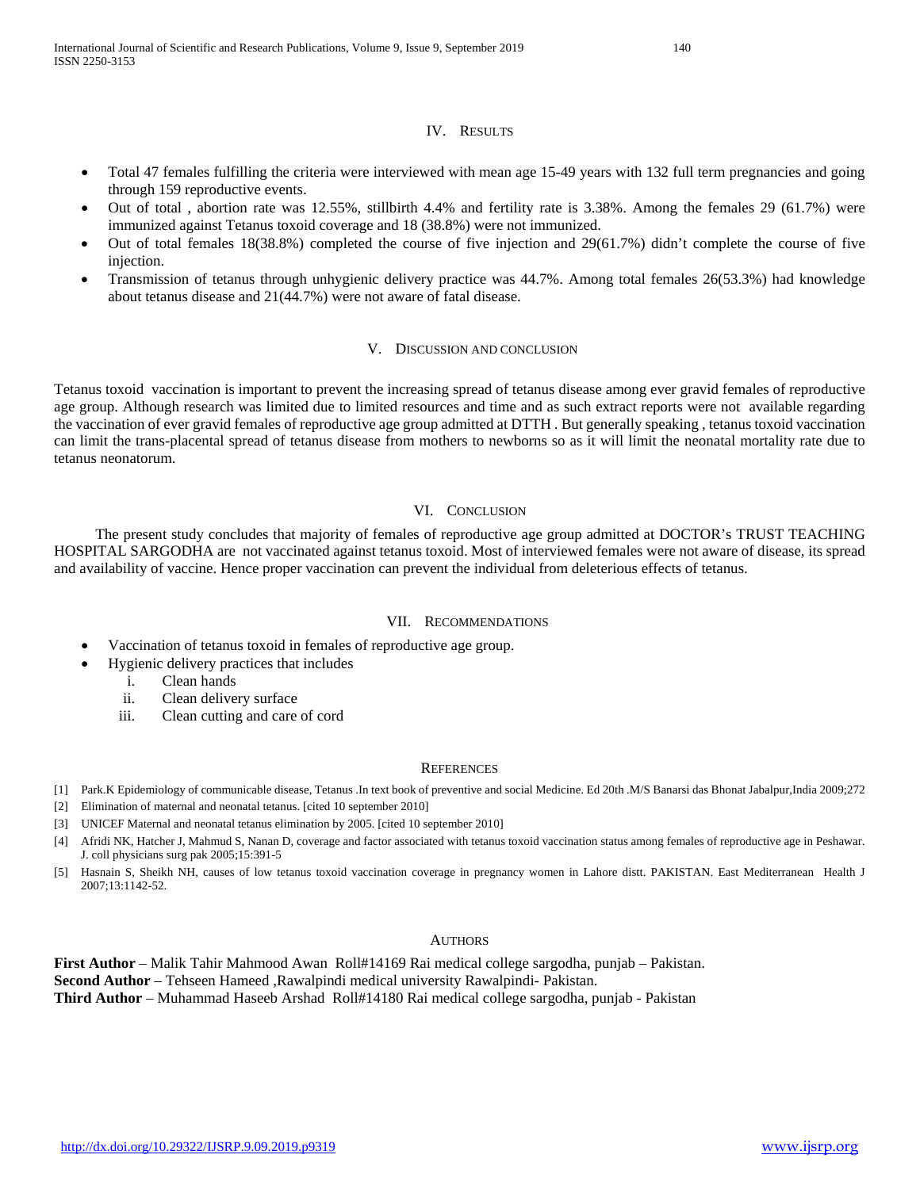## IV. Results

- Total 47 females fulfilling the criteria were interviewed with mean age 15-49 years with 132 full term pregnancies and going through 159 reproductive events.
- Out of total , abortion rate was 12.55%, stillbirth 4.4% and fertility rate is 3.38%. Among the females 29 (61.7%) were immunized against Tetanus toxoid coverage and 18 (38.8%) were not immunized.
- Out of total females 18(38.8%) completed the course of five injection and 29(61.7%) didn't complete the course of five injection.
- Transmission of tetanus through unhygienic delivery practice was 44.7%. Among total females 26(53.3%) had knowledge about tetanus disease and 21(44.7%) were not aware of fatal disease.

## V. Discussion and conclusion

Tetanus toxoid vaccination is important to prevent the increasing spread of tetanus disease among ever gravid females of reproductive age group. Although research was limited due to limited resources and time and as such extract reports were not available regarding the vaccination of ever gravid females of reproductive age group admitted at DTTH . But generally speaking , tetanus toxoid vaccination can limit the trans-placental spread of tetanus disease from mothers to newborns so as it will limit the neonatal mortality rate due to tetanus neonatorum.

## VI. Conclusion

The present study concludes that majority of females of reproductive age group admitted at DOCTOR's TRUST TEACHING HOSPITAL SARGODHA are not vaccinated against tetanus toxoid. Most of interviewed females were not aware of disease, its spread and availability of vaccine. Hence proper vaccination can prevent the individual from deleterious effects of tetanus.

## VII. Recommendations

- Vaccination of tetanus toxoid in females of reproductive age group.
- Hygienic delivery practices that includes
    i. Clean hands
    ii. Clean delivery surface
    iii. Clean cutting and care of cord

## References

[1] Park.K Epidemiology of communicable disease, Tetanus .In text book of preventive and social Medicine. Ed 20th .M/S Banarsi das Bhonat Jabalpur,India 2009;272

[2] Elimination of maternal and neonatal tetanus. [cited 10 september 2010]

[3] UNICEF Maternal and neonatal tetanus elimination by 2005. [cited 10 september 2010]

[4] Afridi NK, Hatcher J, Mahmud S, Nanan D, coverage and factor associated with tetanus toxoid vaccination status among females of reproductive age in Peshawar. J. coll physicians surg pak 2005;15:391-5

[5] Hasnain S, Sheikh NH, causes of low tetanus toxoid vaccination coverage in pregnancy women in Lahore distt. PAKISTAN. East Mediterranean Health J 2007;13:1142-52.

## Authors

**First Author** – Malik Tahir Mahmood Awan Roll#14169 Rai medical college sargodha, punjab – Pakistan.
**Second Author** – Tehseen Hameed ,Rawalpindi medical university Rawalpindi- Pakistan.
**Third Author** – Muhammad Haseeb Arshad Roll#14180 Rai medical college sargodha, punjab - Pakistan

http://dx.doi.org/10.29322/IJSRP.9.09.2019.p9319 www.ijsrp.org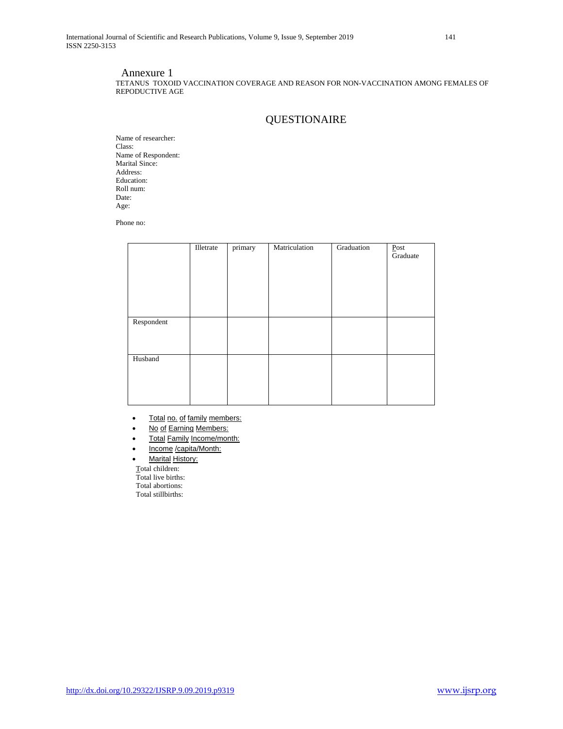# Annexure 1

TETANUS TOXOID VACCINATION COVERAGE AND REASON FOR NON-VACCINATION AMONG FEMALES OF REPODUCTIVE AGE

## QUESTIONAIRE

Name of researcher:
Class:
Name of Respondent:
Marital Since:
Address:
Education:
Roll num:
Date:
Age:

Phone no:

| | Illetrate | primary | Matriculation | Graduation | Post Graduate |
|---|---|---|---|---|---|
| Respondent | | | | | |
| Husband | | | | | |

- Total no. of family members:
- No of Earning Members:
- Total Family Income/month:
- Income /capita/Month:
- Marital History:

Total children:
Total live births:
Total abortions:
Total stillbirths: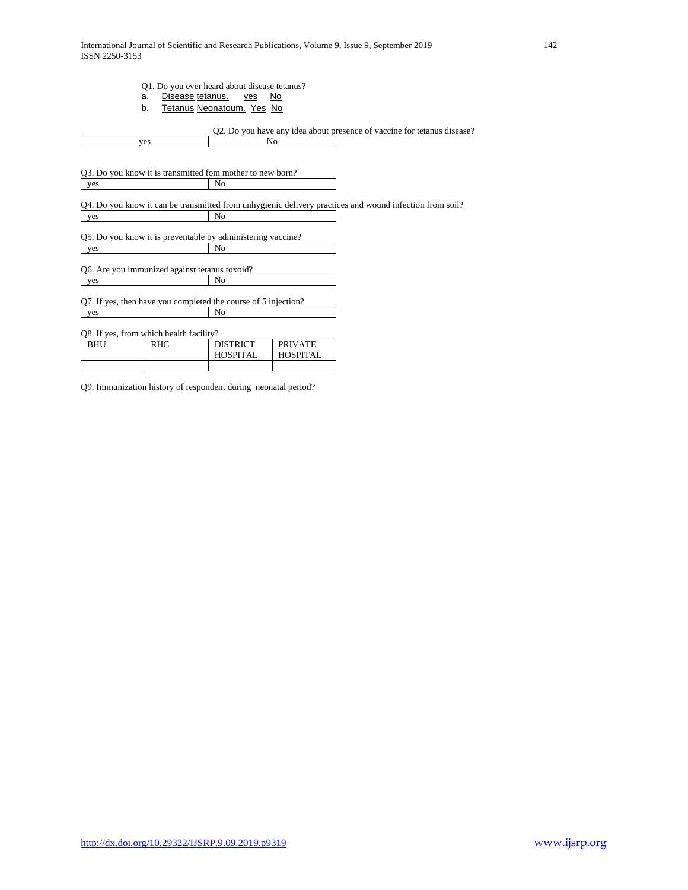Q1. Do you ever heard about disease tetanus?

a. Disease tetanus. yes No
b. Tetanus Neonatoum. Yes No

Q2. Do you have any idea about presence of vaccine for tetanus disease?

| | |
|---|---|
| yes | No |

Q3. Do you know it is transmitted fom mother to new born?

| | |
|---|---|
| yes | No |

Q4. Do you know it can be transmitted from unhygienic delivery practices and wound infection from soil?

| | |
|---|---|
| yes | No |

Q5. Do you know it is preventable by administering vaccine?

| | |
|---|---|
| yes | No |

Q6. Are you immunized against tetanus toxoid?

| | |
|---|---|
| yes | No |

Q7. If yes, then have you completed the course of 5 injection?

| | |
|---|---|
| yes | No |

Q8. If yes, from which health facility?

| BHU | RHC | DISTRICT HOSPITAL | PRIVATE HOSPITAL |
|---|---|---|---|
| | | | |

Q9. Immunization history of respondent during neonatal period?